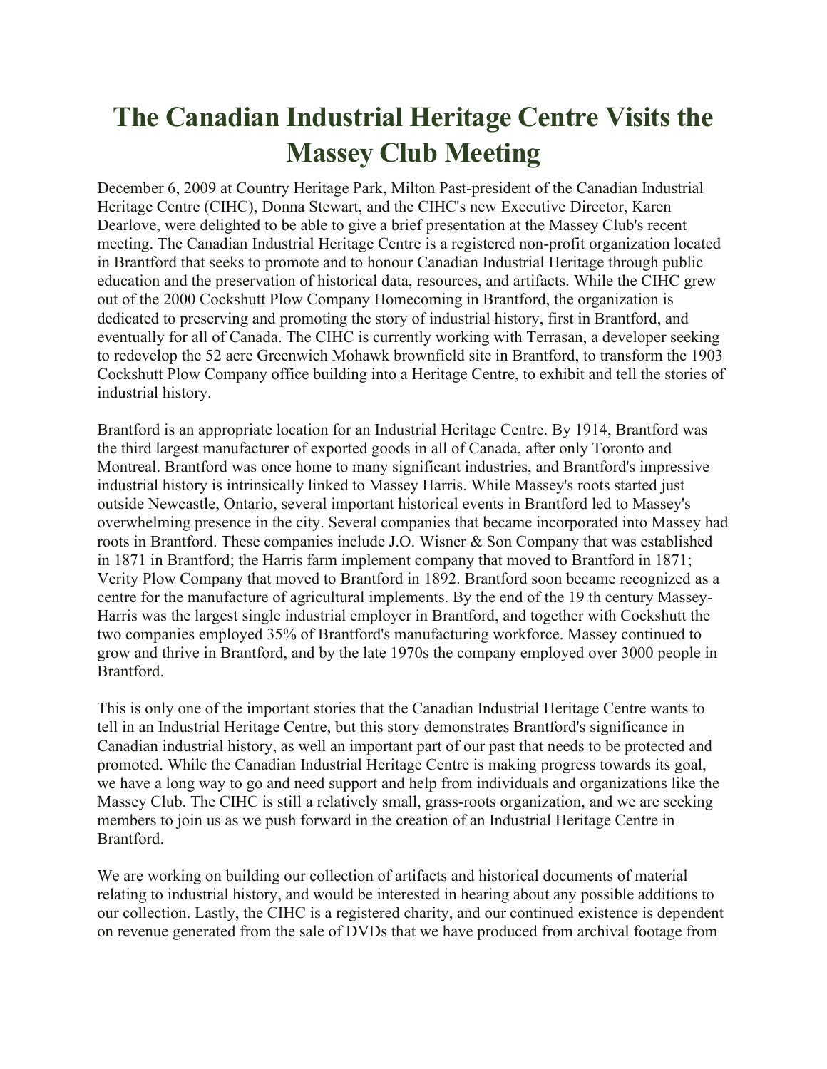# The Canadian Industrial Heritage Centre Visits the Massey Club Meeting

December 6, 2009 at Country Heritage Park, Milton Past-president of the Canadian Industrial Heritage Centre (CIHC), Donna Stewart, and the CIHC's new Executive Director, Karen Dearlove, were delighted to be able to give a brief presentation at the Massey Club's recent meeting. The Canadian Industrial Heritage Centre is a registered non-profit organization located in Brantford that seeks to promote and to honour Canadian Industrial Heritage through public education and the preservation of historical data, resources, and artifacts. While the CIHC grew out of the 2000 Cockshutt Plow Company Homecoming in Brantford, the organization is dedicated to preserving and promoting the story of industrial history, first in Brantford, and eventually for all of Canada. The CIHC is currently working with Terrasan, a developer seeking to redevelop the 52 acre Greenwich Mohawk brownfield site in Brantford, to transform the 1903 Cockshutt Plow Company office building into a Heritage Centre, to exhibit and tell the stories of industrial history.

Brantford is an appropriate location for an Industrial Heritage Centre. By 1914, Brantford was the third largest manufacturer of exported goods in all of Canada, after only Toronto and Montreal. Brantford was once home to many significant industries, and Brantford's impressive industrial history is intrinsically linked to Massey Harris. While Massey's roots started just outside Newcastle, Ontario, several important historical events in Brantford led to Massey's overwhelming presence in the city. Several companies that became incorporated into Massey had roots in Brantford. These companies include J.O. Wisner & Son Company that was established in 1871 in Brantford; the Harris farm implement company that moved to Brantford in 1871; Verity Plow Company that moved to Brantford in 1892. Brantford soon became recognized as a centre for the manufacture of agricultural implements. By the end of the 19 th century Massey-Harris was the largest single industrial employer in Brantford, and together with Cockshutt the two companies employed 35% of Brantford's manufacturing workforce. Massey continued to grow and thrive in Brantford, and by the late 1970s the company employed over 3000 people in Brantford.

This is only one of the important stories that the Canadian Industrial Heritage Centre wants to tell in an Industrial Heritage Centre, but this story demonstrates Brantford's significance in Canadian industrial history, as well an important part of our past that needs to be protected and promoted. While the Canadian Industrial Heritage Centre is making progress towards its goal, we have a long way to go and need support and help from individuals and organizations like the Massey Club. The CIHC is still a relatively small, grass-roots organization, and we are seeking members to join us as we push forward in the creation of an Industrial Heritage Centre in Brantford.

We are working on building our collection of artifacts and historical documents of material relating to industrial history, and would be interested in hearing about any possible additions to our collection. Lastly, the CIHC is a registered charity, and our continued existence is dependent on revenue generated from the sale of DVDs that we have produced from archival footage from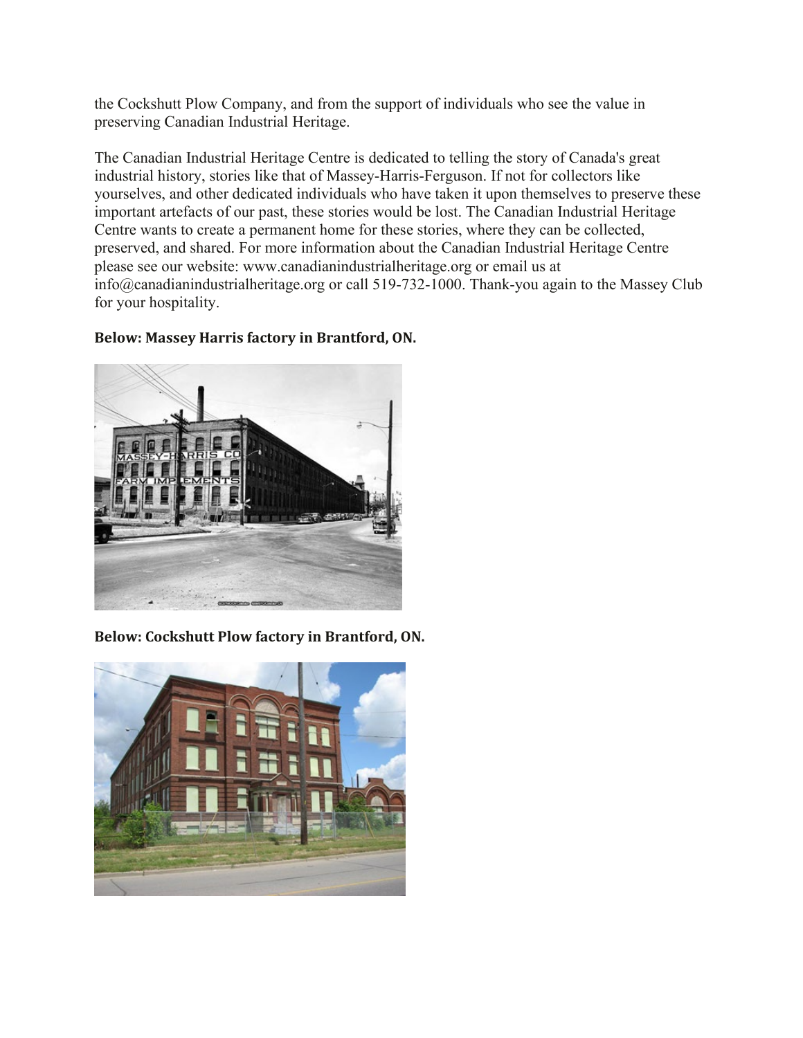the Cockshutt Plow Company, and from the support of individuals who see the value in preserving Canadian Industrial Heritage.

The Canadian Industrial Heritage Centre is dedicated to telling the story of Canada's great industrial history, stories like that of Massey-Harris-Ferguson. If not for collectors like yourselves, and other dedicated individuals who have taken it upon themselves to preserve these important artefacts of our past, these stories would be lost. The Canadian Industrial Heritage Centre wants to create a permanent home for these stories, where they can be collected, preserved, and shared. For more information about the Canadian Industrial Heritage Centre please see our website: www.canadianindustrialheritage.org or email us at info@canadianindustrialheritage.org or call 519-732-1000. Thank-you again to the Massey Club for your hospitality.

**Below: Massey Harris factory in Brantford, ON.**

**Below: Cockshutt Plow factory in Brantford, ON.**